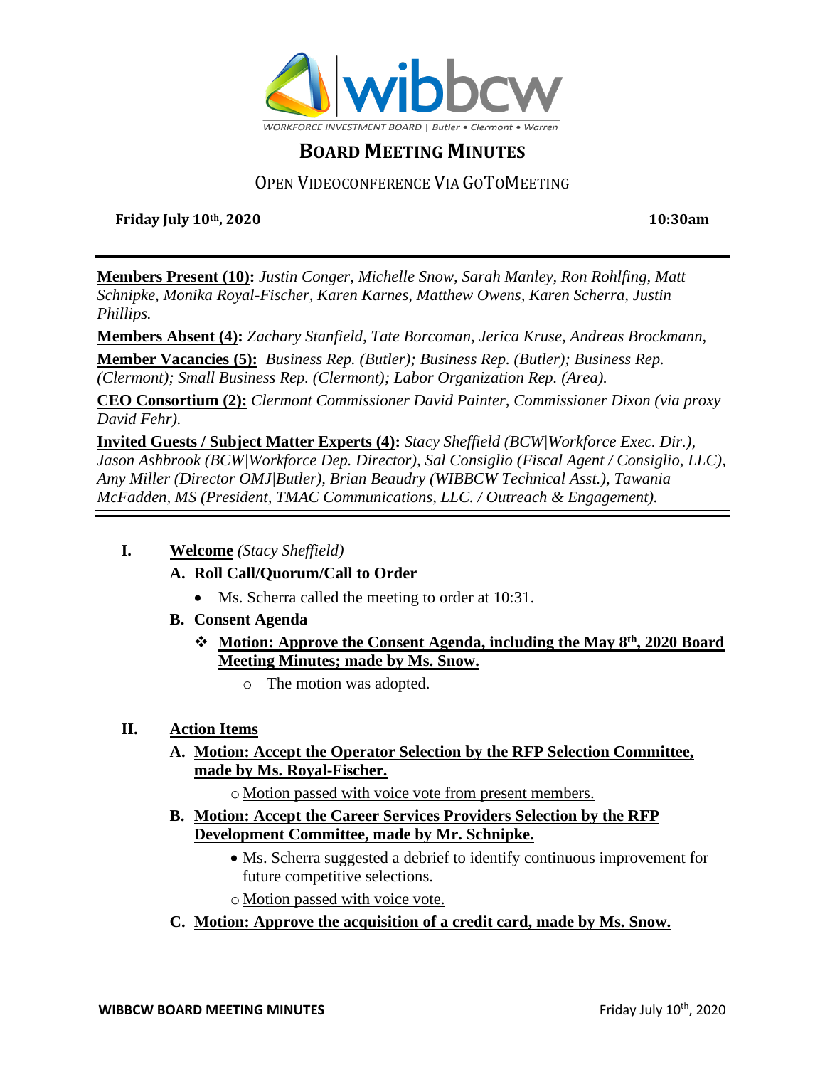WORKFORCE INVESTMENT BOARD | Butler • Clermont • Warren

# BOARD MEETING MINUTES

## OPEN VIDEOCONFERENCE VIA GOTOMEETING

**Friday July 10th, 2020** **10:30am**

---

**Members Present (10):** *Justin Conger, Michelle Snow, Sarah Manley, Ron Rohlfing, Matt Schnipke, Monika Royal-Fischer, Karen Karnes, Matthew Owens, Karen Scherra, Justin Phillips.*

**Members Absent (4):** *Zachary Stanfield, Tate Borcoman, Jerica Kruse, Andreas Brockmann,*

**Member Vacancies (5):** *Business Rep. (Butler); Business Rep. (Butler); Business Rep. (Clermont); Small Business Rep. (Clermont); Labor Organization Rep. (Area).*

**CEO Consortium (2):** *Clermont Commissioner David Painter, Commissioner Dixon (via proxy David Fehr).*

**Invited Guests / Subject Matter Experts (4):** *Stacy Sheffield (BCW|Workforce Exec. Dir.), Jason Ashbrook (BCW|Workforce Dep. Director), Sal Consiglio (Fiscal Agent / Consiglio, LLC), Amy Miller (Director OMJ|Butler), Brian Beaudry (WIBBCW Technical Asst.), Tawania McFadden, MS (President, TMAC Communications, LLC. / Outreach & Engagement).*

---

**I. Welcome** *(Stacy Sheffield)*

**A. Roll Call/Quorum/Call to Order**

- Ms. Scherra called the meeting to order at 10:31.

**B. Consent Agenda**

- ❖ **Motion: Approve the Consent Agenda, including the May 8th, 2020 Board Meeting Minutes; made by Ms. Snow.**
  - o The motion was adopted.

**II. Action Items**

**A. Motion: Accept the Operator Selection by the RFP Selection Committee, made by Ms. Royal-Fischer.**

- o Motion passed with voice vote from present members.

**B. Motion: Accept the Career Services Providers Selection by the RFP Development Committee, made by Mr. Schnipke.**

- Ms. Scherra suggested a debrief to identify continuous improvement for future competitive selections.
- o Motion passed with voice vote.

**C. Motion: Approve the acquisition of a credit card, made by Ms. Snow.**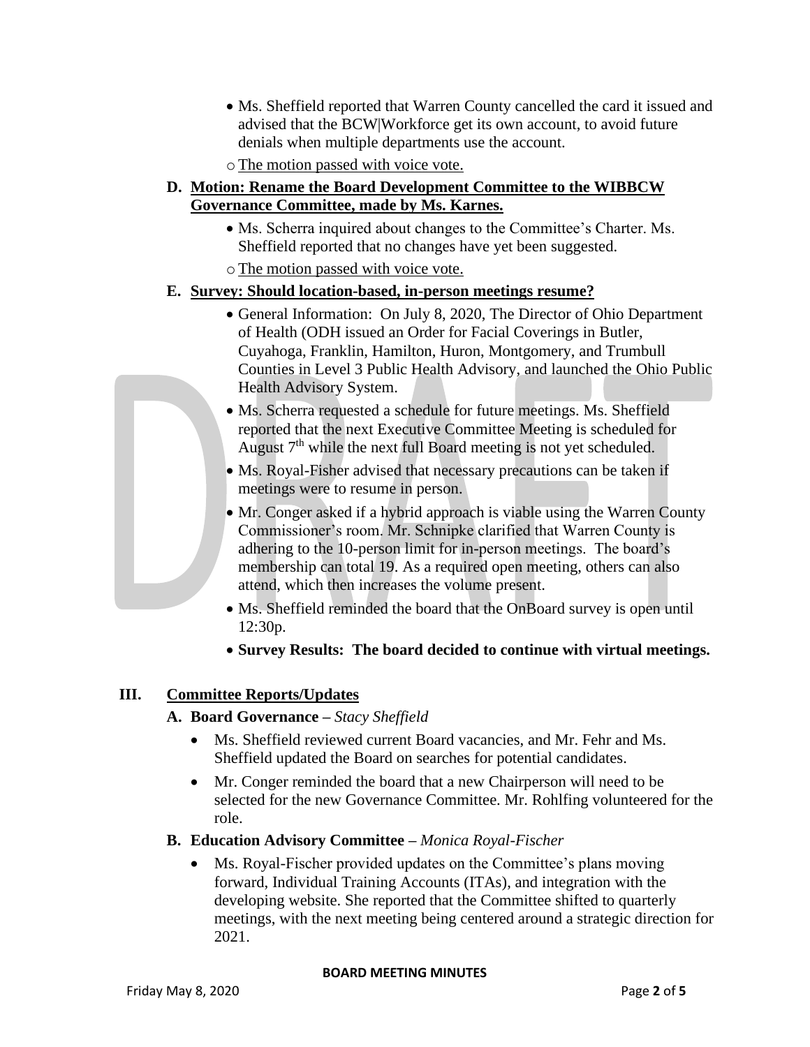- Ms. Sheffield reported that Warren County cancelled the card it issued and advised that the BCW|Workforce get its own account, to avoid future denials when multiple departments use the account.
  - The motion passed with voice vote.

**D. Motion: Rename the Board Development Committee to the WIBBCW Governance Committee, made by Ms. Karnes.**

- Ms. Scherra inquired about changes to the Committee's Charter. Ms. Sheffield reported that no changes have yet been suggested.
  - The motion passed with voice vote.

**E. Survey: Should location-based, in-person meetings resume?**

- General Information: On July 8, 2020, The Director of Ohio Department of Health (ODH issued an Order for Facial Coverings in Butler, Cuyahoga, Franklin, Hamilton, Huron, Montgomery, and Trumbull Counties in Level 3 Public Health Advisory, and launched the Ohio Public Health Advisory System.
- Ms. Scherra requested a schedule for future meetings. Ms. Sheffield reported that the next Executive Committee Meeting is scheduled for August 7th while the next full Board meeting is not yet scheduled.
- Ms. Royal-Fisher advised that necessary precautions can be taken if meetings were to resume in person.
- Mr. Conger asked if a hybrid approach is viable using the Warren County Commissioner's room. Mr. Schnipke clarified that Warren County is adhering to the 10-person limit for in-person meetings. The board's membership can total 19. As a required open meeting, others can also attend, which then increases the volume present.
- Ms. Sheffield reminded the board that the OnBoard survey is open until 12:30p.
- **Survey Results: The board decided to continue with virtual meetings.**

## III. Committee Reports/Updates

**A. Board Governance –** *Stacy Sheffield*

- Ms. Sheffield reviewed current Board vacancies, and Mr. Fehr and Ms. Sheffield updated the Board on searches for potential candidates.
- Mr. Conger reminded the board that a new Chairperson will need to be selected for the new Governance Committee. Mr. Rohlfing volunteered for the role.

**B. Education Advisory Committee –** *Monica Royal-Fischer*

- Ms. Royal-Fischer provided updates on the Committee's plans moving forward, Individual Training Accounts (ITAs), and integration with the developing website. She reported that the Committee shifted to quarterly meetings, with the next meeting being centered around a strategic direction for 2021.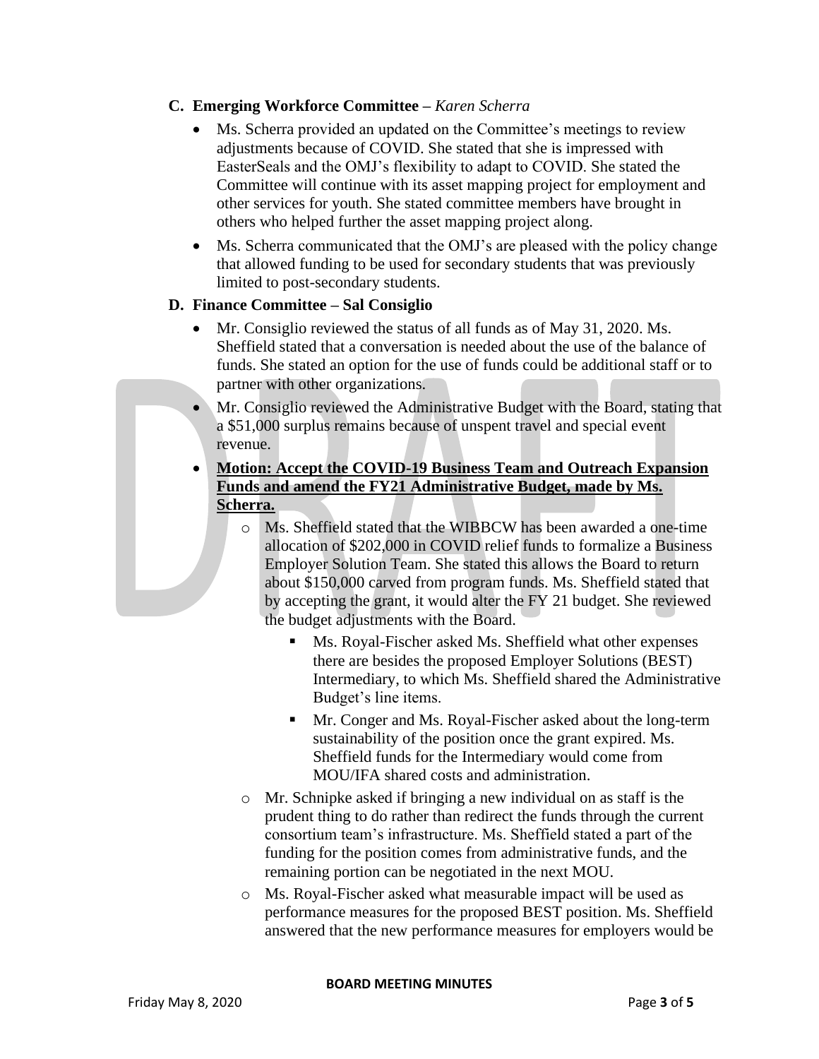**C. Emerging Workforce Committee –** *Karen Scherra*

- Ms. Scherra provided an updated on the Committee's meetings to review adjustments because of COVID. She stated that she is impressed with EasterSeals and the OMJ's flexibility to adapt to COVID. She stated the Committee will continue with its asset mapping project for employment and other services for youth. She stated committee members have brought in others who helped further the asset mapping project along.
- Ms. Scherra communicated that the OMJ's are pleased with the policy change that allowed funding to be used for secondary students that was previously limited to post-secondary students.

**D. Finance Committee – Sal Consiglio**

- Mr. Consiglio reviewed the status of all funds as of May 31, 2020. Ms. Sheffield stated that a conversation is needed about the use of the balance of funds. She stated an option for the use of funds could be additional staff or to partner with other organizations.
- Mr. Consiglio reviewed the Administrative Budget with the Board, stating that a $51,000 surplus remains because of unspent travel and special event revenue.
- **<u>Motion: Accept the COVID-19 Business Team and Outreach Expansion Funds and amend the FY21 Administrative Budget, made by Ms. Scherra.</u>**
  - Ms. Sheffield stated that the WIBBCW has been awarded a one-time allocation of $202,000 in COVID relief funds to formalize a Business Employer Solution Team. She stated this allows the Board to return about $150,000 carved from program funds. Ms. Sheffield stated that by accepting the grant, it would alter the FY 21 budget. She reviewed the budget adjustments with the Board.
    - Ms. Royal-Fischer asked Ms. Sheffield what other expenses there are besides the proposed Employer Solutions (BEST) Intermediary, to which Ms. Sheffield shared the Administrative Budget's line items.
    - Mr. Conger and Ms. Royal-Fischer asked about the long-term sustainability of the position once the grant expired. Ms. Sheffield funds for the Intermediary would come from MOU/IFA shared costs and administration.
  - Mr. Schnipke asked if bringing a new individual on as staff is the prudent thing to do rather than redirect the funds through the current consortium team's infrastructure. Ms. Sheffield stated a part of the funding for the position comes from administrative funds, and the remaining portion can be negotiated in the next MOU.
  - Ms. Royal-Fischer asked what measurable impact will be used as performance measures for the proposed BEST position. Ms. Sheffield answered that the new performance measures for employers would be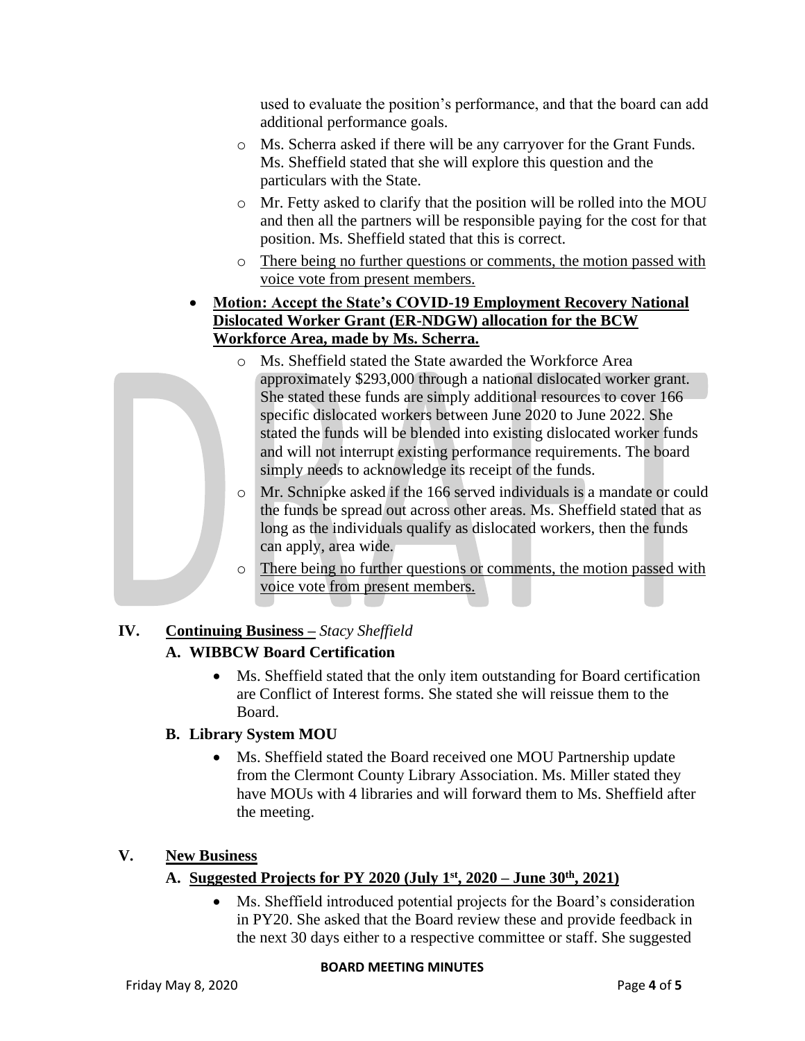used to evaluate the position's performance, and that the board can add additional performance goals.

  - Ms. Scherra asked if there will be any carryover for the Grant Funds. Ms. Sheffield stated that she will explore this question and the particulars with the State.
  - Mr. Fetty asked to clarify that the position will be rolled into the MOU and then all the partners will be responsible paying for the cost for that position. Ms. Sheffield stated that this is correct.
  - <u>There being no further questions or comments, the motion passed with voice vote from present members.</u>

- **<u>Motion: Accept the State's COVID-19 Employment Recovery National Dislocated Worker Grant (ER-NDGW) allocation for the BCW Workforce Area, made by Ms. Scherra.</u>**
  - Ms. Sheffield stated the State awarded the Workforce Area approximately $293,000 through a national dislocated worker grant. She stated these funds are simply additional resources to cover 166 specific dislocated workers between June 2020 to June 2022. She stated the funds will be blended into existing dislocated worker funds and will not interrupt existing performance requirements. The board simply needs to acknowledge its receipt of the funds.
  - Mr. Schnipke asked if the 166 served individuals is a mandate or could the funds be spread out across other areas. Ms. Sheffield stated that as long as the individuals qualify as dislocated workers, then the funds can apply, area wide.
  - <u>There being no further questions or comments, the motion passed with voice vote from present members.</u>

## IV. <u>Continuing Business</u> – *Stacy Sheffield*

### A. WIBBCW Board Certification

- Ms. Sheffield stated that the only item outstanding for Board certification are Conflict of Interest forms. She stated she will reissue them to the Board.

### B. Library System MOU

- Ms. Sheffield stated the Board received one MOU Partnership update from the Clermont County Library Association. Ms. Miller stated they have MOUs with 4 libraries and will forward them to Ms. Sheffield after the meeting.

## V. <u>New Business</u>

### A. <u>Suggested Projects for PY 2020 (July 1st, 2020 – June 30th, 2021)</u>

- Ms. Sheffield introduced potential projects for the Board's consideration in PY20. She asked that the Board review these and provide feedback in the next 30 days either to a respective committee or staff. She suggested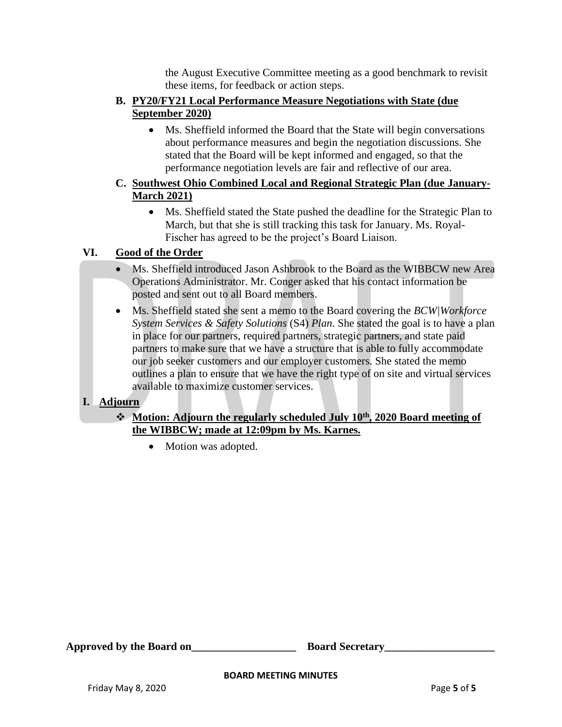the August Executive Committee meeting as a good benchmark to revisit these items, for feedback or action steps.

**B. PY20/FY21 Local Performance Measure Negotiations with State (due September 2020)**

- Ms. Sheffield informed the Board that the State will begin conversations about performance measures and begin the negotiation discussions. She stated that the Board will be kept informed and engaged, so that the performance negotiation levels are fair and reflective of our area.

**C. Southwest Ohio Combined Local and Regional Strategic Plan (due January-March 2021)**

- Ms. Sheffield stated the State pushed the deadline for the Strategic Plan to March, but that she is still tracking this task for January. Ms. Royal-Fischer has agreed to be the project's Board Liaison.

## VI. Good of the Order

- Ms. Sheffield introduced Jason Ashbrook to the Board as the WIBBCW new Area Operations Administrator. Mr. Conger asked that his contact information be posted and sent out to all Board members.
- Ms. Sheffield stated she sent a memo to the Board covering the *BCW|Workforce System Services & Safety Solutions* (S4) *Plan*. She stated the goal is to have a plan in place for our partners, required partners, strategic partners, and state paid partners to make sure that we have a structure that is able to fully accommodate our job seeker customers and our employer customers. She stated the memo outlines a plan to ensure that we have the right type of on site and virtual services available to maximize customer services.

## I. Adjourn

- ❖ **Motion: Adjourn the regularly scheduled July 10th, 2020 Board meeting of the WIBBCW; made at 12:09pm by Ms. Karnes.**
  - Motion was adopted.

**Approved by the Board on\_\_\_\_\_\_\_\_\_\_\_\_\_\_\_\_\_\_\_ Board Secretary\_\_\_\_\_\_\_\_\_\_\_\_\_\_\_\_\_\_\_\_**